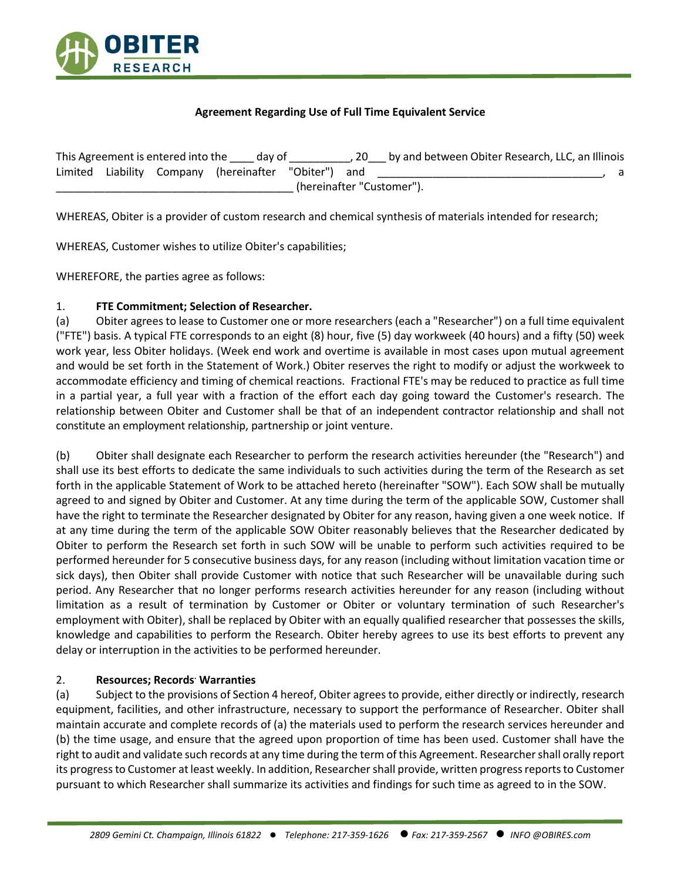**Agreement Regarding Use of Full Time Equivalent Service**

This Agreement is entered into the ____ day of __________, 20___ by and between Obiter Research, LLC, an Illinois Limited Liability Company (hereinafter "Obiter") and _____________________________________, a _______________________________________ (hereinafter "Customer").

WHEREAS, Obiter is a provider of custom research and chemical synthesis of materials intended for research;

WHEREAS, Customer wishes to utilize Obiter's capabilities;

WHEREFORE, the parties agree as follows:

1. **FTE Commitment; Selection of Researcher.**

(a) Obiter agrees to lease to Customer one or more researchers (each a "Researcher") on a full time equivalent ("FTE") basis. A typical FTE corresponds to an eight (8) hour, five (5) day workweek (40 hours) and a fifty (50) week work year, less Obiter holidays. (Week end work and overtime is available in most cases upon mutual agreement and would be set forth in the Statement of Work.) Obiter reserves the right to modify or adjust the workweek to accommodate efficiency and timing of chemical reactions. Fractional FTE's may be reduced to practice as full time in a partial year, a full year with a fraction of the effort each day going toward the Customer's research. The relationship between Obiter and Customer shall be that of an independent contractor relationship and shall not constitute an employment relationship, partnership or joint venture.

(b) Obiter shall designate each Researcher to perform the research activities hereunder (the "Research") and shall use its best efforts to dedicate the same individuals to such activities during the term of the Research as set forth in the applicable Statement of Work to be attached hereto (hereinafter "SOW"). Each SOW shall be mutually agreed to and signed by Obiter and Customer. At any time during the term of the applicable SOW, Customer shall have the right to terminate the Researcher designated by Obiter for any reason, having given a one week notice. If at any time during the term of the applicable SOW Obiter reasonably believes that the Researcher dedicated by Obiter to perform the Research set forth in such SOW will be unable to perform such activities required to be performed hereunder for 5 consecutive business days, for any reason (including without limitation vacation time or sick days), then Obiter shall provide Customer with notice that such Researcher will be unavailable during such period. Any Researcher that no longer performs research activities hereunder for any reason (including without limitation as a result of termination by Customer or Obiter or voluntary termination of such Researcher's employment with Obiter), shall be replaced by Obiter with an equally qualified researcher that possesses the skills, knowledge and capabilities to perform the Research. Obiter hereby agrees to use its best efforts to prevent any delay or interruption in the activities to be performed hereunder.

2. **Resources; Records. Warranties**

(a) Subject to the provisions of Section 4 hereof, Obiter agrees to provide, either directly or indirectly, research equipment, facilities, and other infrastructure, necessary to support the performance of Researcher. Obiter shall maintain accurate and complete records of (a) the materials used to perform the research services hereunder and (b) the time usage, and ensure that the agreed upon proportion of time has been used. Customer shall have the right to audit and validate such records at any time during the term of this Agreement. Researcher shall orally report its progress to Customer at least weekly. In addition, Researcher shall provide, written progress reports to Customer pursuant to which Researcher shall summarize its activities and findings for such time as agreed to in the SOW.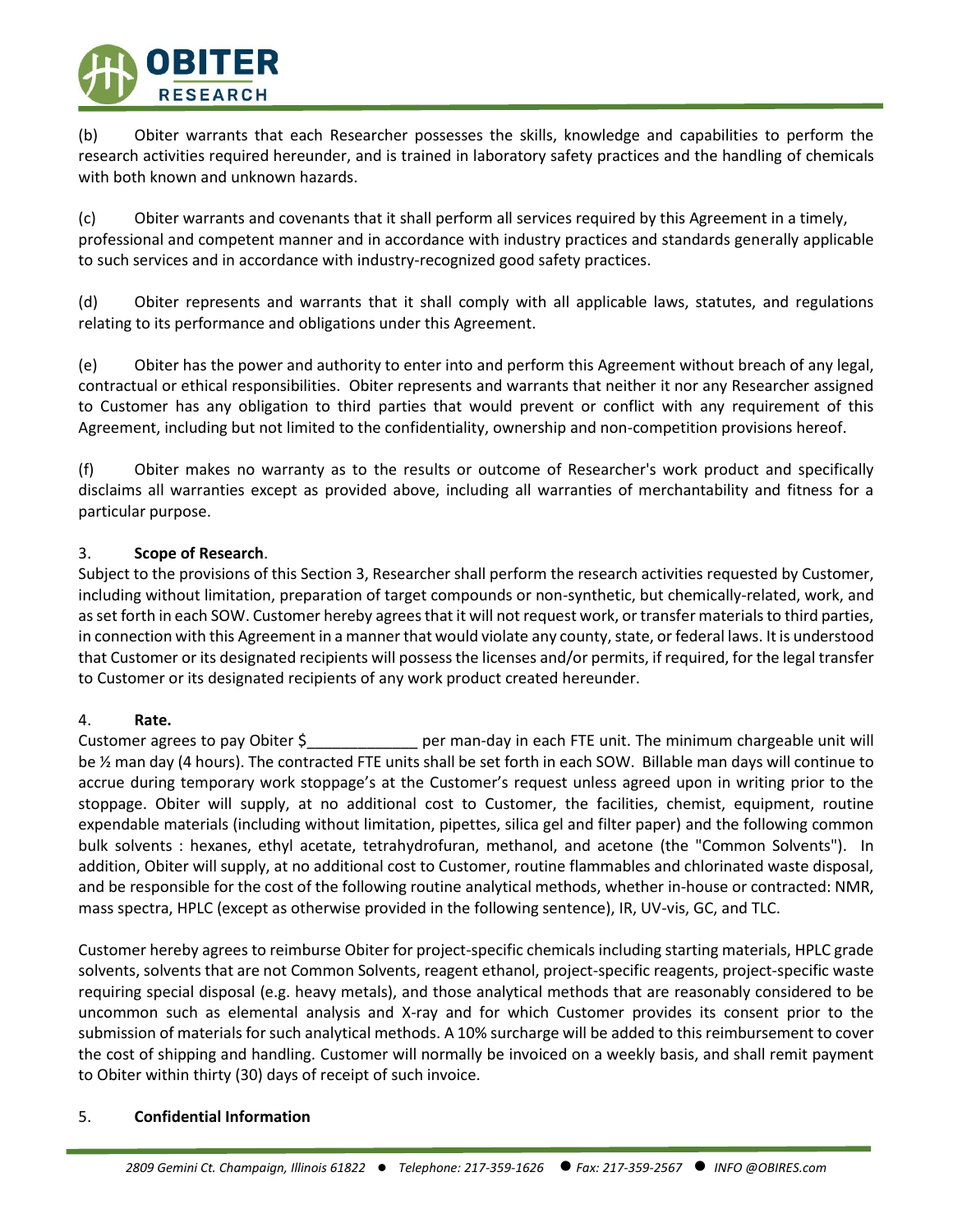(b) Obiter warrants that each Researcher possesses the skills, knowledge and capabilities to perform the research activities required hereunder, and is trained in laboratory safety practices and the handling of chemicals with both known and unknown hazards.

(c) Obiter warrants and covenants that it shall perform all services required by this Agreement in a timely, professional and competent manner and in accordance with industry practices and standards generally applicable to such services and in accordance with industry-recognized good safety practices.

(d) Obiter represents and warrants that it shall comply with all applicable laws, statutes, and regulations relating to its performance and obligations under this Agreement.

(e) Obiter has the power and authority to enter into and perform this Agreement without breach of any legal, contractual or ethical responsibilities. Obiter represents and warrants that neither it nor any Researcher assigned to Customer has any obligation to third parties that would prevent or conflict with any requirement of this Agreement, including but not limited to the confidentiality, ownership and non-competition provisions hereof.

(f) Obiter makes no warranty as to the results or outcome of Researcher's work product and specifically disclaims all warranties except as provided above, including all warranties of merchantability and fitness for a particular purpose.

3. **Scope of Research**.

Subject to the provisions of this Section 3, Researcher shall perform the research activities requested by Customer, including without limitation, preparation of target compounds or non-synthetic, but chemically-related, work, and as set forth in each SOW. Customer hereby agrees that it will not request work, or transfer materials to third parties, in connection with this Agreement in a manner that would violate any county, state, or federal laws. It is understood that Customer or its designated recipients will possess the licenses and/or permits, if required, for the legal transfer to Customer or its designated recipients of any work product created hereunder.

4. **Rate.**

Customer agrees to pay Obiter $_____________ per man-day in each FTE unit. The minimum chargeable unit will be ½ man day (4 hours). The contracted FTE units shall be set forth in each SOW. Billable man days will continue to accrue during temporary work stoppage's at the Customer's request unless agreed upon in writing prior to the stoppage. Obiter will supply, at no additional cost to Customer, the facilities, chemist, equipment, routine expendable materials (including without limitation, pipettes, silica gel and filter paper) and the following common bulk solvents : hexanes, ethyl acetate, tetrahydrofuran, methanol, and acetone (the "Common Solvents"). In addition, Obiter will supply, at no additional cost to Customer, routine flammables and chlorinated waste disposal, and be responsible for the cost of the following routine analytical methods, whether in-house or contracted: NMR, mass spectra, HPLC (except as otherwise provided in the following sentence), IR, UV-vis, GC, and TLC.

Customer hereby agrees to reimburse Obiter for project-specific chemicals including starting materials, HPLC grade solvents, solvents that are not Common Solvents, reagent ethanol, project-specific reagents, project-specific waste requiring special disposal (e.g. heavy metals), and those analytical methods that are reasonably considered to be uncommon such as elemental analysis and X-ray and for which Customer provides its consent prior to the submission of materials for such analytical methods. A 10% surcharge will be added to this reimbursement to cover the cost of shipping and handling. Customer will normally be invoiced on a weekly basis, and shall remit payment to Obiter within thirty (30) days of receipt of such invoice.

5. **Confidential Information**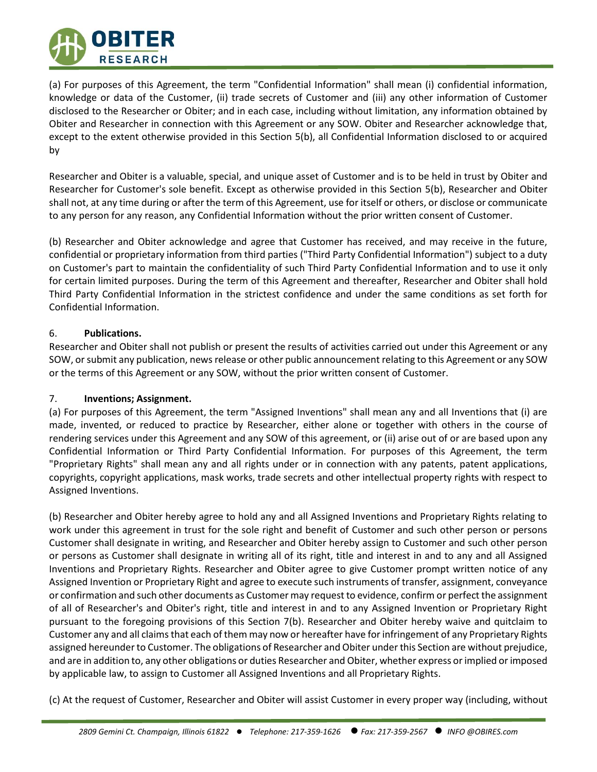(a) For purposes of this Agreement, the term "Confidential Information" shall mean (i) confidential information, knowledge or data of the Customer, (ii) trade secrets of Customer and (iii) any other information of Customer disclosed to the Researcher or Obiter; and in each case, including without limitation, any information obtained by Obiter and Researcher in connection with this Agreement or any SOW. Obiter and Researcher acknowledge that, except to the extent otherwise provided in this Section 5(b), all Confidential Information disclosed to or acquired by

Researcher and Obiter is a valuable, special, and unique asset of Customer and is to be held in trust by Obiter and Researcher for Customer's sole benefit. Except as otherwise provided in this Section 5(b), Researcher and Obiter shall not, at any time during or after the term of this Agreement, use for itself or others, or disclose or communicate to any person for any reason, any Confidential Information without the prior written consent of Customer.

(b) Researcher and Obiter acknowledge and agree that Customer has received, and may receive in the future, confidential or proprietary information from third parties ("Third Party Confidential Information") subject to a duty on Customer's part to maintain the confidentiality of such Third Party Confidential Information and to use it only for certain limited purposes. During the term of this Agreement and thereafter, Researcher and Obiter shall hold Third Party Confidential Information in the strictest confidence and under the same conditions as set forth for Confidential Information.

6. **Publications.**

Researcher and Obiter shall not publish or present the results of activities carried out under this Agreement or any SOW, or submit any publication, news release or other public announcement relating to this Agreement or any SOW or the terms of this Agreement or any SOW, without the prior written consent of Customer.

7. **Inventions; Assignment.**

(a) For purposes of this Agreement, the term "Assigned Inventions" shall mean any and all Inventions that (i) are made, invented, or reduced to practice by Researcher, either alone or together with others in the course of rendering services under this Agreement and any SOW of this agreement, or (ii) arise out of or are based upon any Confidential Information or Third Party Confidential Information. For purposes of this Agreement, the term "Proprietary Rights" shall mean any and all rights under or in connection with any patents, patent applications, copyrights, copyright applications, mask works, trade secrets and other intellectual property rights with respect to Assigned Inventions.

(b) Researcher and Obiter hereby agree to hold any and all Assigned Inventions and Proprietary Rights relating to work under this agreement in trust for the sole right and benefit of Customer and such other person or persons Customer shall designate in writing, and Researcher and Obiter hereby assign to Customer and such other person or persons as Customer shall designate in writing all of its right, title and interest in and to any and all Assigned Inventions and Proprietary Rights. Researcher and Obiter agree to give Customer prompt written notice of any Assigned Invention or Proprietary Right and agree to execute such instruments of transfer, assignment, conveyance or confirmation and such other documents as Customer may request to evidence, confirm or perfect the assignment of all of Researcher's and Obiter's right, title and interest in and to any Assigned Invention or Proprietary Right pursuant to the foregoing provisions of this Section 7(b). Researcher and Obiter hereby waive and quitclaim to Customer any and all claims that each of them may now or hereafter have for infringement of any Proprietary Rights assigned hereunder to Customer. The obligations of Researcher and Obiter under this Section are without prejudice, and are in addition to, any other obligations or duties Researcher and Obiter, whether express or implied or imposed by applicable law, to assign to Customer all Assigned Inventions and all Proprietary Rights.

(c) At the request of Customer, Researcher and Obiter will assist Customer in every proper way (including, without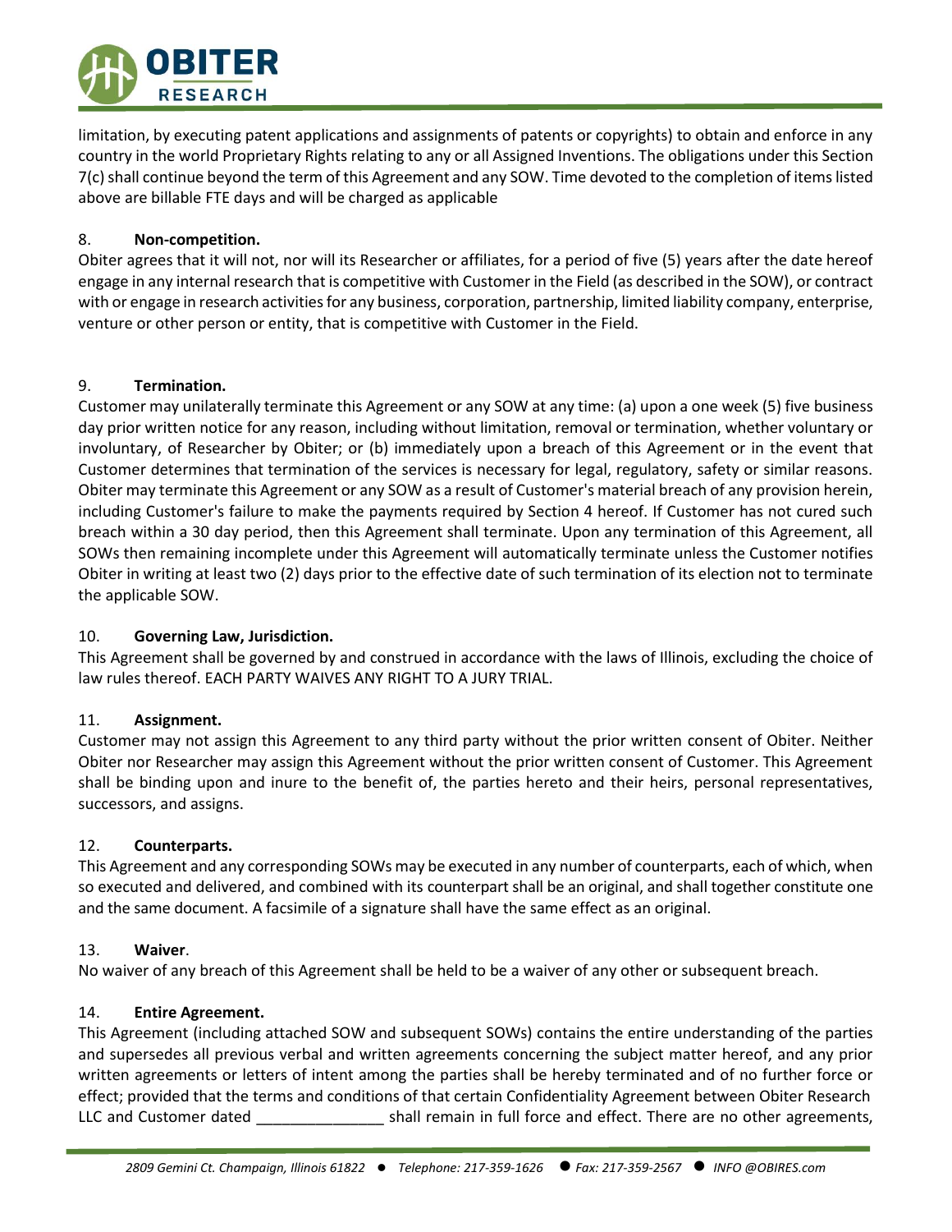limitation, by executing patent applications and assignments of patents or copyrights) to obtain and enforce in any country in the world Proprietary Rights relating to any or all Assigned Inventions. The obligations under this Section 7(c) shall continue beyond the term of this Agreement and any SOW. Time devoted to the completion of items listed above are billable FTE days and will be charged as applicable

8. **Non-competition.**
Obiter agrees that it will not, nor will its Researcher or affiliates, for a period of five (5) years after the date hereof engage in any internal research that is competitive with Customer in the Field (as described in the SOW), or contract with or engage in research activities for any business, corporation, partnership, limited liability company, enterprise, venture or other person or entity, that is competitive with Customer in the Field.

9. **Termination.**
Customer may unilaterally terminate this Agreement or any SOW at any time: (a) upon a one week (5) five business day prior written notice for any reason, including without limitation, removal or termination, whether voluntary or involuntary, of Researcher by Obiter; or (b) immediately upon a breach of this Agreement or in the event that Customer determines that termination of the services is necessary for legal, regulatory, safety or similar reasons. Obiter may terminate this Agreement or any SOW as a result of Customer's material breach of any provision herein, including Customer's failure to make the payments required by Section 4 hereof. If Customer has not cured such breach within a 30 day period, then this Agreement shall terminate. Upon any termination of this Agreement, all SOWs then remaining incomplete under this Agreement will automatically terminate unless the Customer notifies Obiter in writing at least two (2) days prior to the effective date of such termination of its election not to terminate the applicable SOW.

10. **Governing Law, Jurisdiction.**
This Agreement shall be governed by and construed in accordance with the laws of Illinois, excluding the choice of law rules thereof. EACH PARTY WAIVES ANY RIGHT TO A JURY TRIAL.

11. **Assignment.**
Customer may not assign this Agreement to any third party without the prior written consent of Obiter. Neither Obiter nor Researcher may assign this Agreement without the prior written consent of Customer. This Agreement shall be binding upon and inure to the benefit of, the parties hereto and their heirs, personal representatives, successors, and assigns.

12. **Counterparts.**
This Agreement and any corresponding SOWs may be executed in any number of counterparts, each of which, when so executed and delivered, and combined with its counterpart shall be an original, and shall together constitute one and the same document. A facsimile of a signature shall have the same effect as an original.

13. **Waiver**.
No waiver of any breach of this Agreement shall be held to be a waiver of any other or subsequent breach.

14. **Entire Agreement.**
This Agreement (including attached SOW and subsequent SOWs) contains the entire understanding of the parties and supersedes all previous verbal and written agreements concerning the subject matter hereof, and any prior written agreements or letters of intent among the parties shall be hereby terminated and of no further force or effect; provided that the terms and conditions of that certain Confidentiality Agreement between Obiter Research LLC and Customer dated _______________ shall remain in full force and effect. There are no other agreements,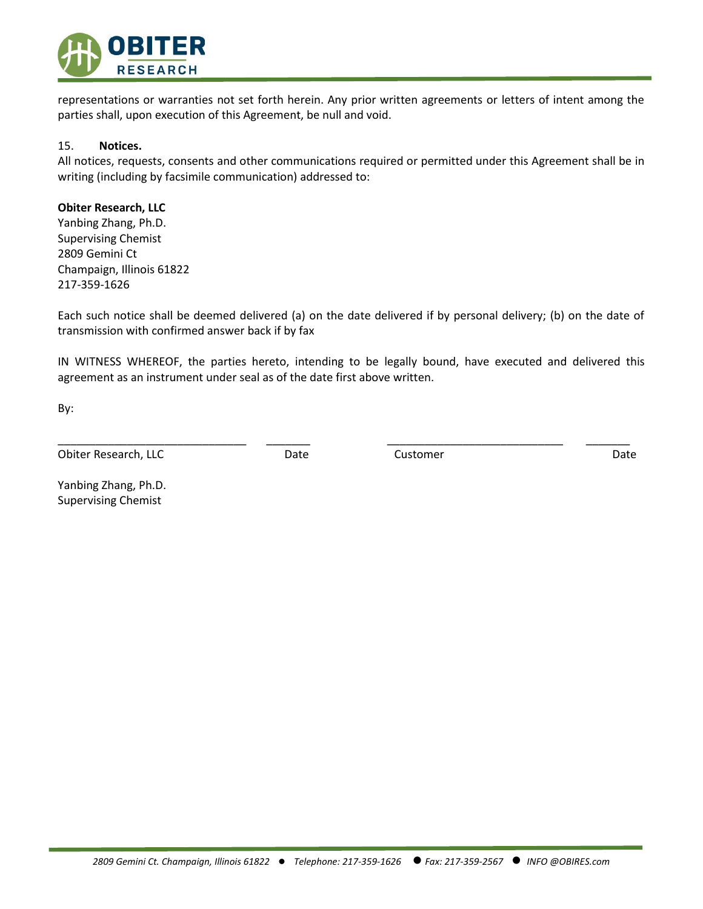representations or warranties not set forth herein. Any prior written agreements or letters of intent among the parties shall, upon execution of this Agreement, be null and void.

15. **Notices.**

All notices, requests, consents and other communications required or permitted under this Agreement shall be in writing (including by facsimile communication) addressed to:

**Obiter Research, LLC**
Yanbing Zhang, Ph.D.
Supervising Chemist
2809 Gemini Ct
Champaign, Illinois 61822
217-359-1626

Each such notice shall be deemed delivered (a) on the date delivered if by personal delivery; (b) on the date of transmission with confirmed answer back if by fax

IN WITNESS WHEREOF, the parties hereto, intending to be legally bound, have executed and delivered this agreement as an instrument under seal as of the date first above written.

By:

| | | | |
|---|---|---|---|
| ______________________________ | _______ | ______________________________ | _______ |
| Obiter Research, LLC | Date | Customer | Date |

Yanbing Zhang, Ph.D.
Supervising Chemist